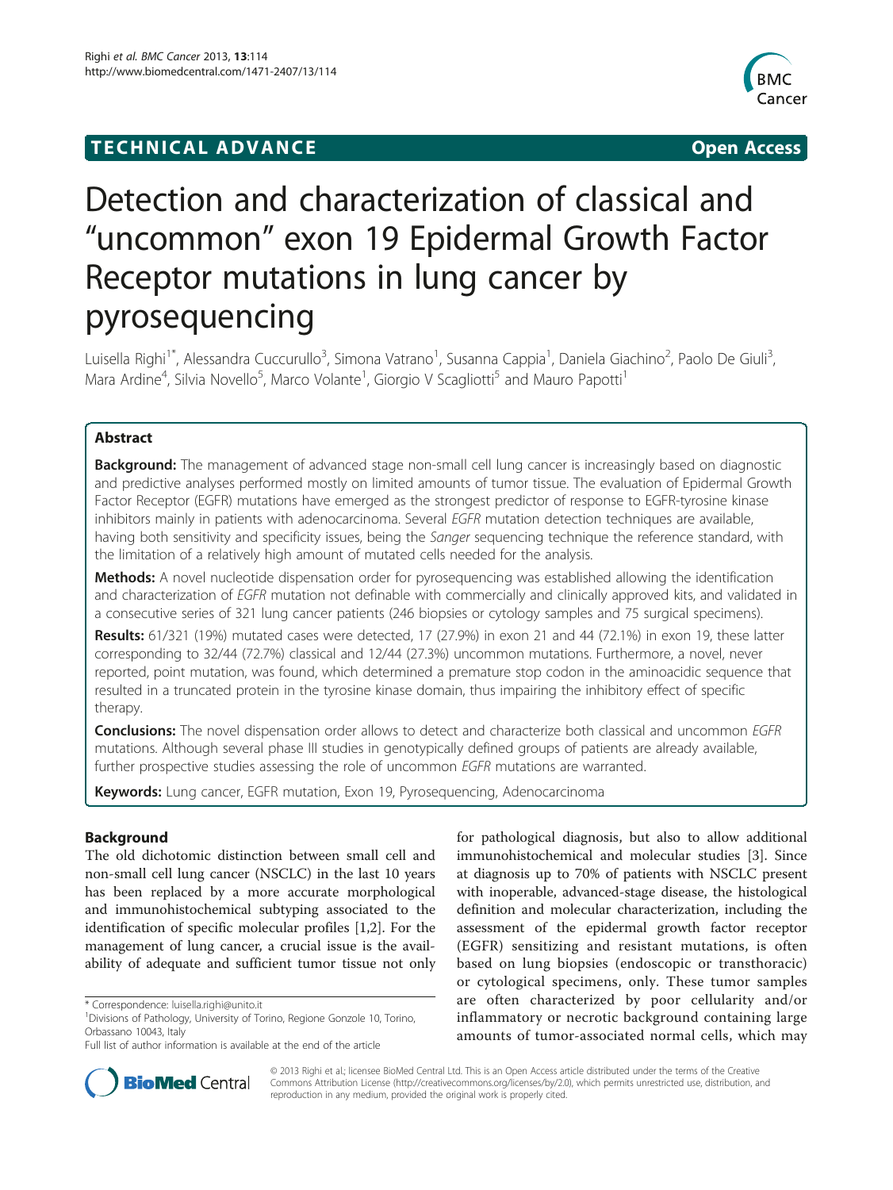TECHNICAL ADVANCE Open Access

# Detection and characterization of classical and "uncommon" exon 19 Epidermal Growth Factor Receptor mutations in lung cancer by pyrosequencing

Luisella Righi[1*], Alessandra Cuccurullo[3], Simona Vatrano[1], Susanna Cappia[1], Daniela Giachino[2], Paolo De Giuli[3], Mara Ardine[4], Silvia Novello[5], Marco Volante[1], Giorgio V Scagliotti[5] and Mauro Papotti[1]

## Abstract

**Background:** The management of advanced stage non-small cell lung cancer is increasingly based on diagnostic and predictive analyses performed mostly on limited amounts of tumor tissue. The evaluation of Epidermal Growth Factor Receptor (EGFR) mutations have emerged as the strongest predictor of response to EGFR-tyrosine kinase inhibitors mainly in patients with adenocarcinoma. Several *EGFR* mutation detection techniques are available, having both sensitivity and specificity issues, being the *Sanger* sequencing technique the reference standard, with the limitation of a relatively high amount of mutated cells needed for the analysis.

**Methods:** A novel nucleotide dispensation order for pyrosequencing was established allowing the identification and characterization of *EGFR* mutation not definable with commercially and clinically approved kits, and validated in a consecutive series of 321 lung cancer patients (246 biopsies or cytology samples and 75 surgical specimens).

**Results:** 61/321 (19%) mutated cases were detected, 17 (27.9%) in exon 21 and 44 (72.1%) in exon 19, these latter corresponding to 32/44 (72.7%) classical and 12/44 (27.3%) uncommon mutations. Furthermore, a novel, never reported, point mutation, was found, which determined a premature stop codon in the aminoacidic sequence that resulted in a truncated protein in the tyrosine kinase domain, thus impairing the inhibitory effect of specific therapy.

**Conclusions:** The novel dispensation order allows to detect and characterize both classical and uncommon *EGFR* mutations. Although several phase III studies in genotypically defined groups of patients are already available, further prospective studies assessing the role of uncommon *EGFR* mutations are warranted.

**Keywords:** Lung cancer, EGFR mutation, Exon 19, Pyrosequencing, Adenocarcinoma

## Background

The old dichotomic distinction between small cell and non-small cell lung cancer (NSCLC) in the last 10 years has been replaced by a more accurate morphological and immunohistochemical subtyping associated to the identification of specific molecular profiles [1,2]. For the management of lung cancer, a crucial issue is the availability of adequate and sufficient tumor tissue not only for pathological diagnosis, but also to allow additional immunohistochemical and molecular studies [3]. Since at diagnosis up to 70% of patients with NSCLC present with inoperable, advanced-stage disease, the histological definition and molecular characterization, including the assessment of the epidermal growth factor receptor (EGFR) sensitizing and resistant mutations, is often based on lung biopsies (endoscopic or transthoracic) or cytological specimens, only. These tumor samples are often characterized by poor cellularity and/or inflammatory or necrotic background containing large amounts of tumor-associated normal cells, which may

* Correspondence: luisella.righi@unito.it
[1]Divisions of Pathology, University of Torino, Regione Gonzole 10, Torino, Orbassano 10043, Italy
Full list of author information is available at the end of the article

© 2013 Righi et al.; licensee BioMed Central Ltd. This is an Open Access article distributed under the terms of the Creative Commons Attribution License (http://creativecommons.org/licenses/by/2.0), which permits unrestricted use, distribution, and reproduction in any medium, provided the original work is properly cited.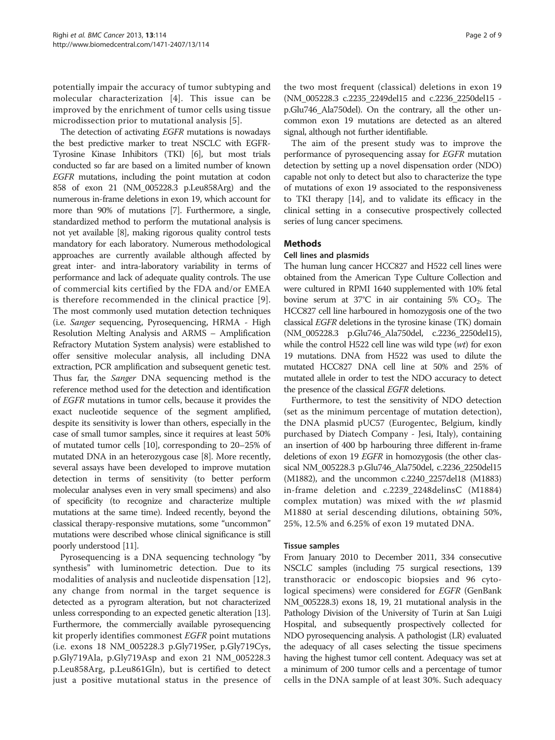potentially impair the accuracy of tumor subtyping and molecular characterization [4]. This issue can be improved by the enrichment of tumor cells using tissue microdissection prior to mutational analysis [5].

The detection of activating *EGFR* mutations is nowadays the best predictive marker to treat NSCLC with EGFR-Tyrosine Kinase Inhibitors (TKI) [6], but most trials conducted so far are based on a limited number of known *EGFR* mutations, including the point mutation at codon 858 of exon 21 (NM_005228.3 p.Leu858Arg) and the numerous in-frame deletions in exon 19, which account for more than 90% of mutations [7]. Furthermore, a single, standardized method to perform the mutational analysis is not yet available [8], making rigorous quality control tests mandatory for each laboratory. Numerous methodological approaches are currently available although affected by great inter- and intra-laboratory variability in terms of performance and lack of adequate quality controls. The use of commercial kits certified by the FDA and/or EMEA is therefore recommended in the clinical practice [9]. The most commonly used mutation detection techniques (i.e. *Sanger* sequencing, Pyrosequencing, HRMA - High Resolution Melting Analysis and ARMS – Amplification Refractory Mutation System analysis) were established to offer sensitive molecular analysis, all including DNA extraction, PCR amplification and subsequent genetic test. Thus far, the *Sanger* DNA sequencing method is the reference method used for the detection and identification of *EGFR* mutations in tumor cells, because it provides the exact nucleotide sequence of the segment amplified, despite its sensitivity is lower than others, especially in the case of small tumor samples, since it requires at least 50% of mutated tumor cells [10], corresponding to 20–25% of mutated DNA in an heterozygous case [8]. More recently, several assays have been developed to improve mutation detection in terms of sensitivity (to better perform molecular analyses even in very small specimens) and also of specificity (to recognize and characterize multiple mutations at the same time). Indeed recently, beyond the classical therapy-responsive mutations, some "uncommon" mutations were described whose clinical significance is still poorly understood [11].

Pyrosequencing is a DNA sequencing technology "by synthesis" with luminometric detection. Due to its modalities of analysis and nucleotide dispensation [12], any change from normal in the target sequence is detected as a pyrogram alteration, but not characterized unless corresponding to an expected genetic alteration [13]. Furthermore, the commercially available pyrosequencing kit properly identifies commonest *EGFR* point mutations (i.e. exons 18 NM_005228.3 p.Gly719Ser, p.Gly719Cys, p.Gly719Ala, p.Gly719Asp and exon 21 NM_005228.3 p.Leu858Arg, p.Leu861Gln), but is certified to detect just a positive mutational status in the presence of the two most frequent (classical) deletions in exon 19 (NM_005228.3 c.2235_2249del15 and c.2236_2250del15 - p.Glu746_Ala750del). On the contrary, all the other uncommon exon 19 mutations are detected as an altered signal, although not further identifiable.

The aim of the present study was to improve the performance of pyrosequencing assay for *EGFR* mutation detection by setting up a novel dispensation order (NDO) capable not only to detect but also to characterize the type of mutations of exon 19 associated to the responsiveness to TKI therapy [14], and to validate its efficacy in the clinical setting in a consecutive prospectively collected series of lung cancer specimens.

## Methods

### Cell lines and plasmids

The human lung cancer HCC827 and H522 cell lines were obtained from the American Type Culture Collection and were cultured in RPMI 1640 supplemented with 10% fetal bovine serum at 37°C in air containing 5% $CO_2$. The HCC827 cell line harboured in homozygosis one of the two classical *EGFR* deletions in the tyrosine kinase (TK) domain (NM_005228.3 p.Glu746_Ala750del, c.2236_2250del15), while the control H522 cell line was wild type (*wt*) for exon 19 mutations. DNA from H522 was used to dilute the mutated HCC827 DNA cell line at 50% and 25% of mutated allele in order to test the NDO accuracy to detect the presence of the classical *EGFR* deletions.

Furthermore, to test the sensitivity of NDO detection (set as the minimum percentage of mutation detection), the DNA plasmid pUC57 (Eurogentec, Belgium, kindly purchased by Diatech Company - Jesi, Italy), containing an insertion of 400 bp harbouring three different in-frame deletions of exon 19 *EGFR* in homozygosis (the other classical NM_005228.3 p.Glu746_Ala750del, c.2236_2250del15 (M1882), and the uncommon c.2240_2257del18 (M1883) in-frame deletion and c.2239_2248delinsC (M1884) complex mutation) was mixed with the *wt* plasmid M1880 at serial descending dilutions, obtaining 50%, 25%, 12.5% and 6.25% of exon 19 mutated DNA.

### Tissue samples

From January 2010 to December 2011, 334 consecutive NSCLC samples (including 75 surgical resections, 139 transthoracic or endoscopic biopsies and 96 cytological specimens) were considered for *EGFR* (GenBank NM_005228.3) exons 18, 19, 21 mutational analysis in the Pathology Division of the University of Turin at San Luigi Hospital, and subsequently prospectively collected for NDO pyrosequencing analysis. A pathologist (LR) evaluated the adequacy of all cases selecting the tissue specimens having the highest tumor cell content. Adequacy was set at a minimum of 200 tumor cells and a percentage of tumor cells in the DNA sample of at least 30%. Such adequacy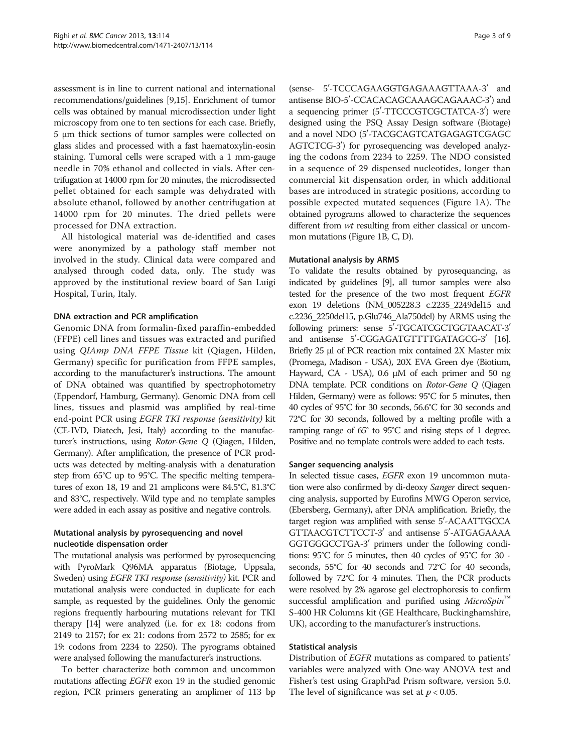assessment is in line to current national and international recommendations/guidelines [9,15]. Enrichment of tumor cells was obtained by manual microdissection under light microscopy from one to ten sections for each case. Briefly, 5 μm thick sections of tumor samples were collected on glass slides and processed with a fast haematoxylin-eosin staining. Tumoral cells were scraped with a 1 mm-gauge needle in 70% ethanol and collected in vials. After centrifugation at 14000 rpm for 20 minutes, the microdissected pellet obtained for each sample was dehydrated with absolute ethanol, followed by another centrifugation at 14000 rpm for 20 minutes. The dried pellets were processed for DNA extraction.

All histological material was de-identified and cases were anonymized by a pathology staff member not involved in the study. Clinical data were compared and analysed through coded data, only. The study was approved by the institutional review board of San Luigi Hospital, Turin, Italy.

### DNA extraction and PCR amplification

Genomic DNA from formalin-fixed paraffin-embedded (FFPE) cell lines and tissues was extracted and purified using *QIAmp DNA FFPE Tissue* kit (Qiagen, Hilden, Germany) specific for purification from FFPE samples, according to the manufacturer's instructions. The amount of DNA obtained was quantified by spectrophotometry (Eppendorf, Hamburg, Germany). Genomic DNA from cell lines, tissues and plasmid was amplified by real-time end-point PCR using *EGFR TKI response (sensitivity)* kit (CE-IVD, Diatech, Jesi, Italy) according to the manufacturer's instructions, using *Rotor-Gene Q* (Qiagen, Hilden, Germany). After amplification, the presence of PCR products was detected by melting-analysis with a denaturation step from 65°C up to 95°C. The specific melting temperatures of exon 18, 19 and 21 amplicons were 84.5°C, 81.3°C and 83°C, respectively. Wild type and no template samples were added in each assay as positive and negative controls.

### Mutational analysis by pyrosequencing and novel nucleotide dispensation order

The mutational analysis was performed by pyrosequencing with PyroMark Q96MA apparatus (Biotage, Uppsala, Sweden) using *EGFR TKI response (sensitivity)* kit. PCR and mutational analysis were conducted in duplicate for each sample, as requested by the guidelines. Only the genomic regions frequently harbouring mutations relevant for TKI therapy [14] were analyzed (i.e. for ex 18: codons from 2149 to 2157; for ex 21: codons from 2572 to 2585; for ex 19: codons from 2234 to 2250). The pyrograms obtained were analysed following the manufacturer's instructions.

To better characterize both common and uncommon mutations affecting *EGFR* exon 19 in the studied genomic region, PCR primers generating an amplimer of 113 bp (sense- 5′-TCCCAGAAGGTGAGAAAGTTAAA-3′ and antisense BIO-5′-CCACACAGCAAAGCAGAAAC-3′) and a sequencing primer (5′-TTCCCGTCGCTATCA-3′) were designed using the PSQ Assay Design software (Biotage) and a novel NDO (5′-TACGCAGTCATGAGAGTCGAGC AGTCTCG-3′) for pyrosequencing was developed analyzing the codons from 2234 to 2259. The NDO consisted in a sequence of 29 dispensed nucleotides, longer than commercial kit dispensation order, in which additional bases are introduced in strategic positions, according to possible expected mutated sequences (Figure 1A). The obtained pyrograms allowed to characterize the sequences different from *wt* resulting from either classical or uncommon mutations (Figure 1B, C, D).

### Mutational analysis by ARMS

To validate the results obtained by pyrosequencing, as indicated by guidelines [9], all tumor samples were also tested for the presence of the two most frequent *EGFR* exon 19 deletions (NM_005228.3 c.2235_2249del15 and c.2236_2250del15, p.Glu746_Ala750del) by ARMS using the following primers: sense 5′-TGCATCGCTGGTAACAT-3′ and antisense 5′-CGGAGATGTTTTGATAGCG-3′ [16]. Briefly 25 μl of PCR reaction mix contained 2X Master mix (Promega, Madison - USA), 20X EVA Green dye (Biotium, Hayward, CA - USA), 0.6 μM of each primer and 50 ng DNA template. PCR conditions on *Rotor-Gene Q* (Qiagen Hilden, Germany) were as follows: 95°C for 5 minutes, then 40 cycles of 95°C for 30 seconds, 56.6°C for 30 seconds and 72°C for 30 seconds, followed by a melting profile with a ramping range of 65° to 95°C and rising steps of 1 degree. Positive and no template controls were added to each tests.

### Sanger sequencing analysis

In selected tissue cases, *EGFR* exon 19 uncommon mutation were also confirmed by di-deoxy *Sanger* direct sequencing analysis, supported by Eurofins MWG Operon service, (Ebersberg, Germany), after DNA amplification. Briefly, the target region was amplified with sense 5′-ACAATTGCCA GTTAACGTCTTCCT-3′ and antisense 5′-ATGAGAAAA GGTGGGCCTGA-3′ primers under the following conditions: 95°C for 5 minutes, then 40 cycles of 95°C for 30 - seconds, 55°C for 40 seconds and 72°C for 40 seconds, followed by 72°C for 4 minutes. Then, the PCR products were resolved by 2% agarose gel electrophoresis to confirm successful amplification and purified using *MicroSpin*™ S-400 HR Columns kit (GE Healthcare, Buckinghamshire, UK), according to the manufacturer's instructions.

### Statistical analysis

Distribution of *EGFR* mutations as compared to patients' variables were analyzed with One-way ANOVA test and Fisher's test using GraphPad Prism software, version 5.0. The level of significance was set at $p < 0.05$.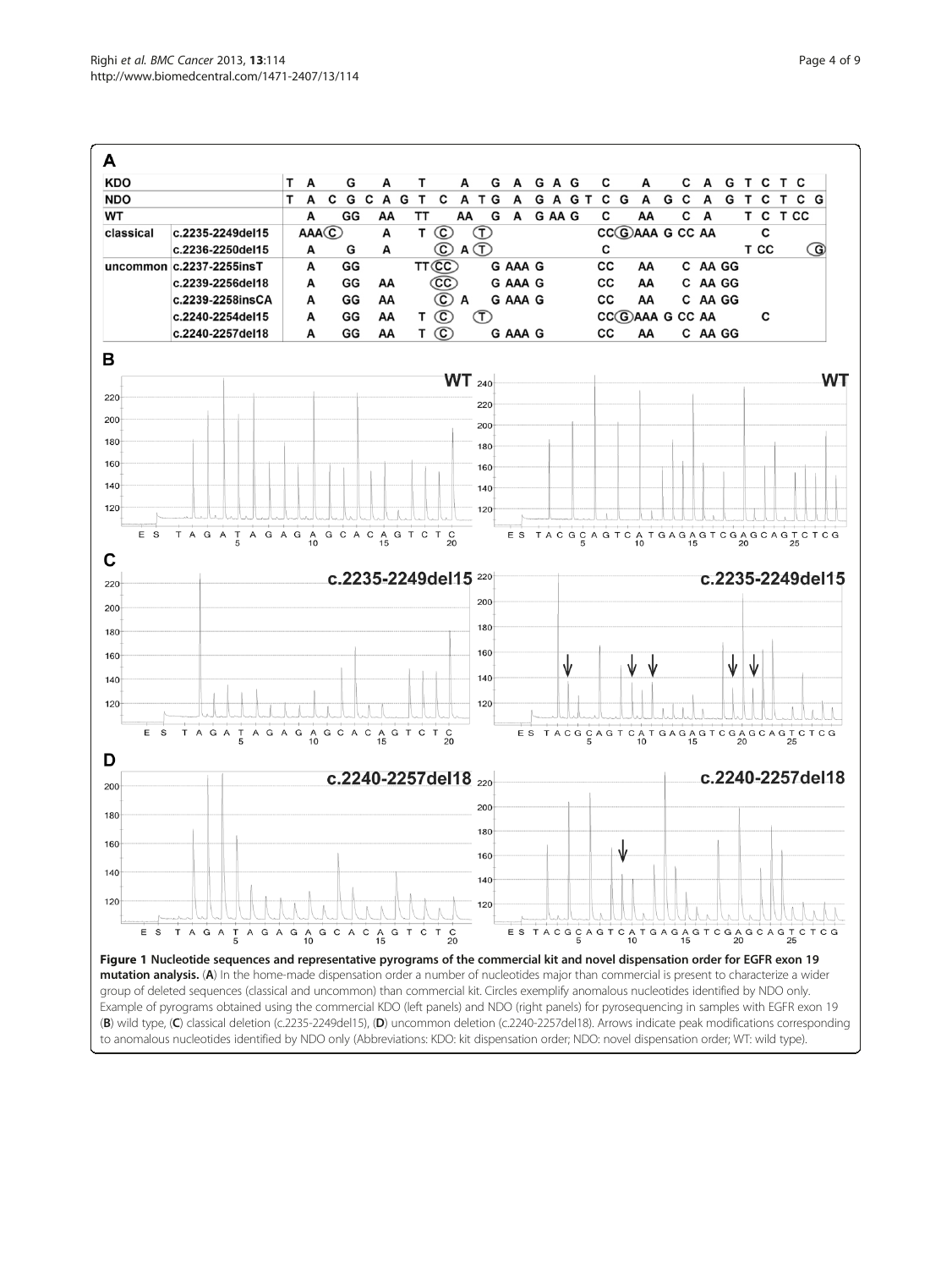**Figure 1 Nucleotide sequences and representative pyrograms of the commercial kit and novel dispensation order for EGFR exon 19 mutation analysis.** (**A**) In the home-made dispensation order a number of nucleotides major than commercial is present to characterize a wider group of deleted sequences (classical and uncommon) than commercial kit. Circles exemplify anomalous nucleotides identified by NDO only. Example of pyrograms obtained using the commercial KDO (left panels) and NDO (right panels) for pyrosequencing in samples with EGFR exon 19 (**B**) wild type, (**C**) classical deletion (c.2235-2249del15), (**D**) uncommon deletion (c.2240-2257del18). Arrows indicate peak modifications corresponding to anomalous nucleotides identified by NDO only (Abbreviations: KDO: kit dispensation order; NDO: novel dispensation order; WT: wild type).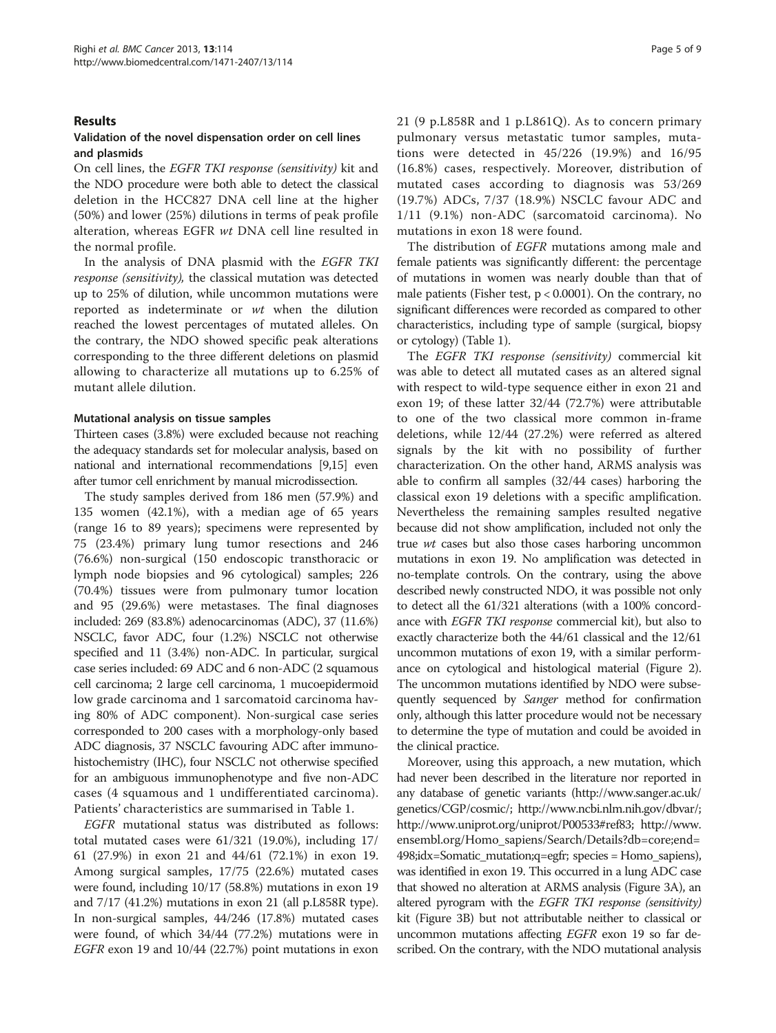## Results

### Validation of the novel dispensation order on cell lines and plasmids

On cell lines, the *EGFR TKI response (sensitivity)* kit and the NDO procedure were both able to detect the classical deletion in the HCC827 DNA cell line at the higher (50%) and lower (25%) dilutions in terms of peak profile alteration, whereas EGFR *wt* DNA cell line resulted in the normal profile.

In the analysis of DNA plasmid with the *EGFR TKI response (sensitivity)*, the classical mutation was detected up to 25% of dilution, while uncommon mutations were reported as indeterminate or *wt* when the dilution reached the lowest percentages of mutated alleles. On the contrary, the NDO showed specific peak alterations corresponding to the three different deletions on plasmid allowing to characterize all mutations up to 6.25% of mutant allele dilution.

### Mutational analysis on tissue samples

Thirteen cases (3.8%) were excluded because not reaching the adequacy standards set for molecular analysis, based on national and international recommendations [9,15] even after tumor cell enrichment by manual microdissection.

The study samples derived from 186 men (57.9%) and 135 women (42.1%), with a median age of 65 years (range 16 to 89 years); specimens were represented by 75 (23.4%) primary lung tumor resections and 246 (76.6%) non-surgical (150 endoscopic transthoracic or lymph node biopsies and 96 cytological) samples; 226 (70.4%) tissues were from pulmonary tumor location and 95 (29.6%) were metastases. The final diagnoses included: 269 (83.8%) adenocarcinomas (ADC), 37 (11.6%) NSCLC, favor ADC, four (1.2%) NSCLC not otherwise specified and 11 (3.4%) non-ADC. In particular, surgical case series included: 69 ADC and 6 non-ADC (2 squamous cell carcinoma; 2 large cell carcinoma, 1 mucoepidermoid low grade carcinoma and 1 sarcomatoid carcinoma having 80% of ADC component). Non-surgical case series corresponded to 200 cases with a morphology-only based ADC diagnosis, 37 NSCLC favouring ADC after immunohistochemistry (IHC), four NSCLC not otherwise specified for an ambiguous immunophenotype and five non-ADC cases (4 squamous and 1 undifferentiated carcinoma). Patients' characteristics are summarised in Table 1.

*EGFR* mutational status was distributed as follows: total mutated cases were 61/321 (19.0%), including 17/61 (27.9%) in exon 21 and 44/61 (72.1%) in exon 19. Among surgical samples, 17/75 (22.6%) mutated cases were found, including 10/17 (58.8%) mutations in exon 19 and 7/17 (41.2%) mutations in exon 21 (all p.L858R type). In non-surgical samples, 44/246 (17.8%) mutated cases were found, of which 34/44 (77.2%) mutations were in *EGFR* exon 19 and 10/44 (22.7%) point mutations in exon 21 (9 p.L858R and 1 p.L861Q). As to concern primary pulmonary versus metastatic tumor samples, mutations were detected in 45/226 (19.9%) and 16/95 (16.8%) cases, respectively. Moreover, distribution of mutated cases according to diagnosis was 53/269 (19.7%) ADCs, 7/37 (18.9%) NSCLC favour ADC and 1/11 (9.1%) non-ADC (sarcomatoid carcinoma). No mutations in exon 18 were found.

The distribution of *EGFR* mutations among male and female patients was significantly different: the percentage of mutations in women was nearly double than that of male patients (Fisher test, $p < 0.0001$). On the contrary, no significant differences were recorded as compared to other characteristics, including type of sample (surgical, biopsy or cytology) (Table 1).

The *EGFR TKI response (sensitivity)* commercial kit was able to detect all mutated cases as an altered signal with respect to wild-type sequence either in exon 21 and exon 19; of these latter 32/44 (72.7%) were attributable to one of the two classical more common in-frame deletions, while 12/44 (27.2%) were referred as altered signals by the kit with no possibility of further characterization. On the other hand, ARMS analysis was able to confirm all samples (32/44 cases) harboring the classical exon 19 deletions with a specific amplification. Nevertheless the remaining samples resulted negative because did not show amplification, included not only the true *wt* cases but also those cases harboring uncommon mutations in exon 19. No amplification was detected in no-template controls. On the contrary, using the above described newly constructed NDO, it was possible not only to detect all the 61/321 alterations (with a 100% concordance with *EGFR TKI response* commercial kit), but also to exactly characterize both the 44/61 classical and the 12/61 uncommon mutations of exon 19, with a similar performance on cytological and histological material (Figure 2). The uncommon mutations identified by NDO were subsequently sequenced by *Sanger* method for confirmation only, although this latter procedure would not be necessary to determine the type of mutation and could be avoided in the clinical practice.

Moreover, using this approach, a new mutation, which had never been described in the literature nor reported in any database of genetic variants (http://www.sanger.ac.uk/genetics/CGP/cosmic/; http://www.ncbi.nlm.nih.gov/dbvar/; http://www.uniprot.org/uniprot/P00533#ref83; http://www.ensembl.org/Homo_sapiens/Search/Details?db=core;end=498;idx=Somatic_mutation;q=egfr; species = Homo_sapiens), was identified in exon 19. This occurred in a lung ADC case that showed no alteration at ARMS analysis (Figure 3A), an altered pyrogram with the *EGFR TKI response (sensitivity)* kit (Figure 3B) but not attributable neither to classical or uncommon mutations affecting *EGFR* exon 19 so far described. On the contrary, with the NDO mutational analysis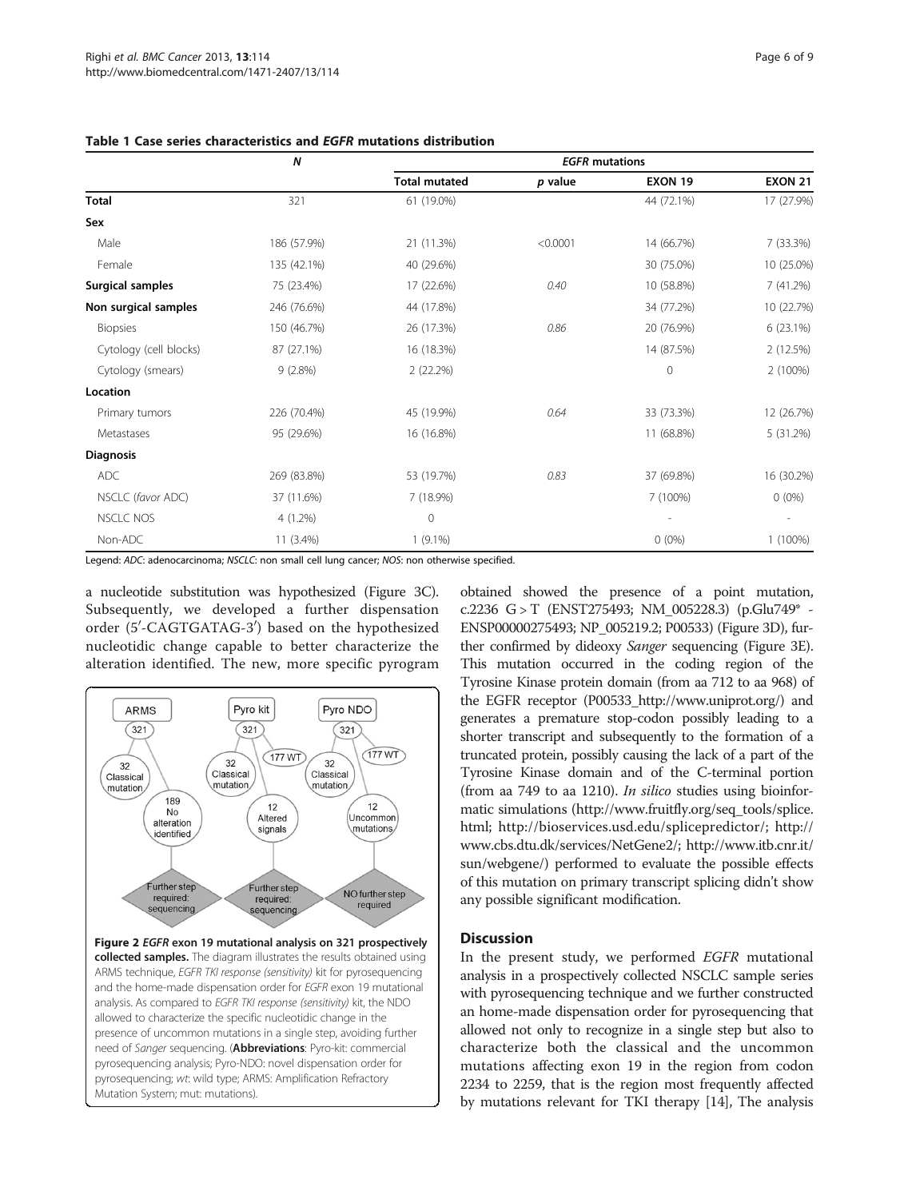**Table 1 Case series characteristics and *EGFR* mutations distribution**

| | N | *EGFR* mutations | | | |
|---|---|---|---|---|---|
| | | Total mutated | *p* value | EXON 19 | EXON 21 |
| **Total** | 321 | 61 (19.0%) | | 44 (72.1%) | 17 (27.9%) |
| **Sex** | | | | | |
| Male | 186 (57.9%) | 21 (11.3%) | <0.0001 | 14 (66.7%) | 7 (33.3%) |
| Female | 135 (42.1%) | 40 (29.6%) | | 30 (75.0%) | 10 (25.0%) |
| **Surgical samples** | 75 (23.4%) | 17 (22.6%) | *0.40* | 10 (58.8%) | 7 (41.2%) |
| **Non surgical samples** | 246 (76.6%) | 44 (17.8%) | | 34 (77.2%) | 10 (22.7%) |
| Biopsies | 150 (46.7%) | 26 (17.3%) | *0.86* | 20 (76.9%) | 6 (23.1%) |
| Cytology (cell blocks) | 87 (27.1%) | 16 (18.3%) | | 14 (87.5%) | 2 (12.5%) |
| Cytology (smears) | 9 (2.8%) | 2 (22.2%) | | 0 | 2 (100%) |
| **Location** | | | | | |
| Primary tumors | 226 (70.4%) | 45 (19.9%) | *0.64* | 33 (73.3%) | 12 (26.7%) |
| Metastases | 95 (29.6%) | 16 (16.8%) | | 11 (68.8%) | 5 (31.2%) |
| **Diagnosis** | | | | | |
| ADC | 269 (83.8%) | 53 (19.7%) | *0.83* | 37 (69.8%) | 16 (30.2%) |
| NSCLC (*favor* ADC) | 37 (11.6%) | 7 (18.9%) | | 7 (100%) | 0 (0%) |
| NSCLC NOS | 4 (1.2%) | 0 | | - | - |
| Non-ADC | 11 (3.4%) | 1 (9.1%) | | 0 (0%) | 1 (100%) |

Legend: *ADC*: adenocarcinoma; *NSCLC*: non small cell lung cancer; *NOS*: non otherwise specified.

a nucleotide substitution was hypothesized (Figure 3C). Subsequently, we developed a further dispensation order (5′-CAGTGATAG-3′) based on the hypothesized nucleotidic change capable to better characterize the alteration identified. The new, more specific pyrogram obtained showed the presence of a point mutation, c.2236 G > T (ENST275493; NM_005228.3) (p.Glu749* - ENSP00000275493; NP_005219.2; P00533) (Figure 3D), further confirmed by dideoxy *Sanger* sequencing (Figure 3E). This mutation occurred in the coding region of the Tyrosine Kinase protein domain (from aa 712 to aa 968) of the EGFR receptor (P00533_http://www.uniprot.org/) and generates a premature stop-codon possibly leading to a shorter transcript and subsequently to the formation of a truncated protein, possibly causing the lack of a part of the Tyrosine Kinase domain and of the C-terminal portion (from aa 749 to aa 1210). *In silico* studies using bioinformatic simulations (http://www.fruitfly.org/seq_tools/splice.html; http://bioservices.usd.edu/splicepredictor/; http://www.cbs.dtu.dk/services/NetGene2/; http://www.itb.cnr.it/sun/webgene/) performed to evaluate the possible effects of this mutation on primary transcript splicing didn't show any possible significant modification.

**Figure 2** ***EGFR*** **exon 19 mutational analysis on 321 prospectively collected samples.** The diagram illustrates the results obtained using ARMS technique, *EGFR TKI response (sensitivity)* kit for pyrosequencing and the home-made dispensation order for *EGFR* exon 19 mutational analysis. As compared to *EGFR TKI response (sensitivity)* kit, the NDO allowed to characterize the specific nucleotidic change in the presence of uncommon mutations in a single step, avoiding further need of *Sanger* sequencing. (**Abbreviations**: Pyro-kit: commercial pyrosequencing analysis; Pyro-NDO: novel dispensation order for pyrosequencing; *wt*: wild type; ARMS: Amplification Refractory Mutation System; mut: mutations).

## Discussion

In the present study, we performed *EGFR* mutational analysis in a prospectively collected NSCLC sample series with pyrosequencing technique and we further constructed an home-made dispensation order for pyrosequencing that allowed not only to recognize in a single step but also to characterize both the classical and the uncommon mutations affecting exon 19 in the region from codon 2234 to 2259, that is the region most frequently affected by mutations relevant for TKI therapy [14], The analysis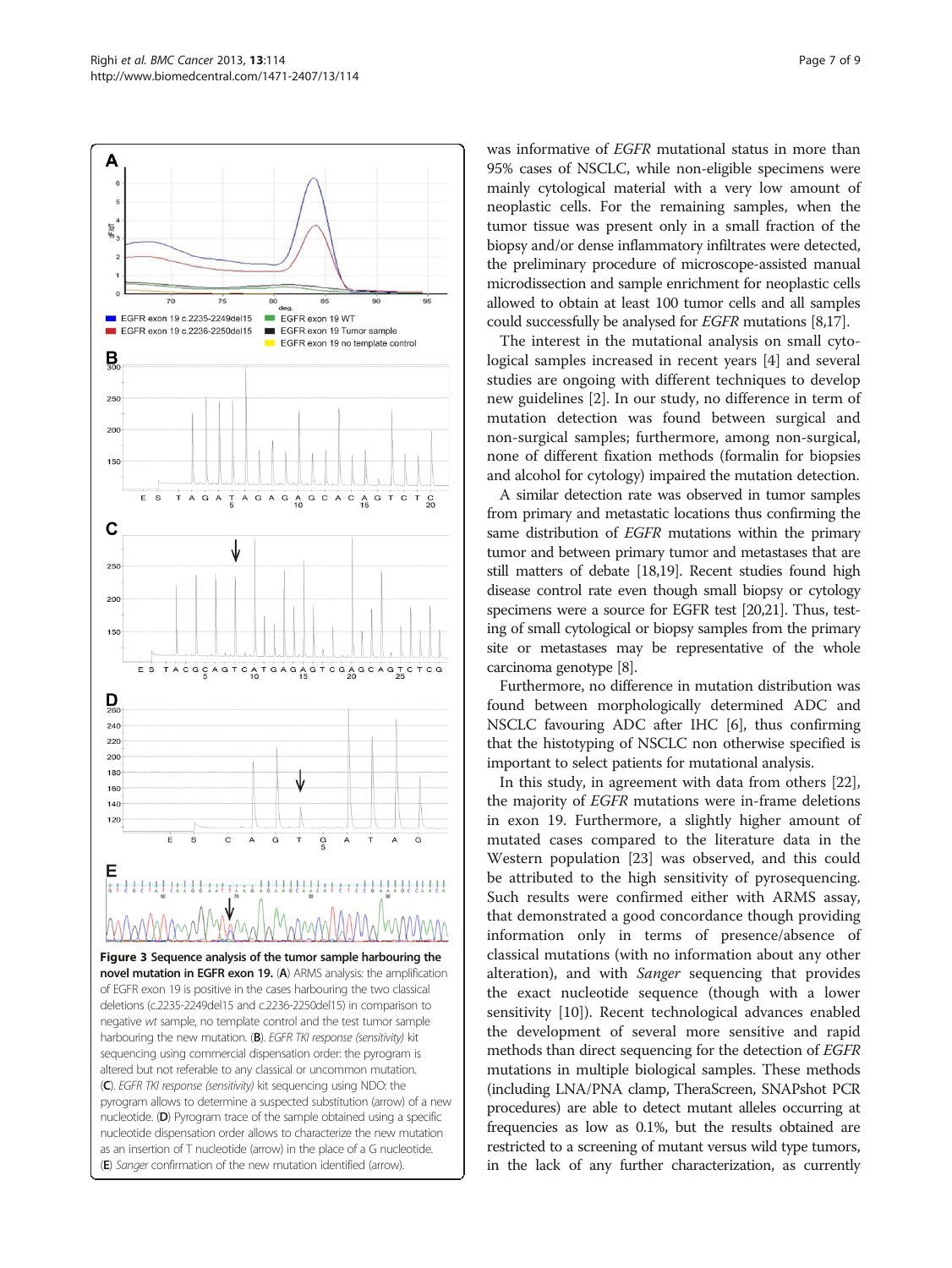**Figure 3 Sequence analysis of the tumor sample harbouring the novel mutation in EGFR exon 19.** (**A**) ARMS analysis: the amplification of EGFR exon 19 is positive in the cases harbouring the two classical deletions (c.2235-2249del15 and c.2236-2250del15) in comparison to negative *wt* sample, no template control and the test tumor sample harbouring the new mutation. (**B**). *EGFR TKI response (sensitivity)* kit sequencing using commercial dispensation order: the pyrogram is altered but not referable to any classical or uncommon mutation. (**C**). *EGFR TKI response (sensitivity)* kit sequencing using NDO: the pyrogram allows to determine a suspected substitution (arrow) of a new nucleotide. (**D**) Pyrogram trace of the sample obtained using a specific nucleotide dispensation order allows to characterize the new mutation as an insertion of T nucleotide (arrow) in the place of a G nucleotide. (**E**) *Sanger* confirmation of the new mutation identified (arrow).

was informative of *EGFR* mutational status in more than 95% cases of NSCLC, while non-eligible specimens were mainly cytological material with a very low amount of neoplastic cells. For the remaining samples, when the tumor tissue was present only in a small fraction of the biopsy and/or dense inflammatory infiltrates were detected, the preliminary procedure of microscope-assisted manual microdissection and sample enrichment for neoplastic cells allowed to obtain at least 100 tumor cells and all samples could successfully be analysed for *EGFR* mutations [8,17].

The interest in the mutational analysis on small cytological samples increased in recent years [4] and several studies are ongoing with different techniques to develop new guidelines [2]. In our study, no difference in term of mutation detection was found between surgical and non-surgical samples; furthermore, among non-surgical, none of different fixation methods (formalin for biopsies and alcohol for cytology) impaired the mutation detection.

A similar detection rate was observed in tumor samples from primary and metastatic locations thus confirming the same distribution of *EGFR* mutations within the primary tumor and between primary tumor and metastases that are still matters of debate [18,19]. Recent studies found high disease control rate even though small biopsy or cytology specimens were a source for EGFR test [20,21]. Thus, testing of small cytological or biopsy samples from the primary site or metastases may be representative of the whole carcinoma genotype [8].

Furthermore, no difference in mutation distribution was found between morphologically determined ADC and NSCLC favouring ADC after IHC [6], thus confirming that the histotyping of NSCLC non otherwise specified is important to select patients for mutational analysis.

In this study, in agreement with data from others [22], the majority of *EGFR* mutations were in-frame deletions in exon 19. Furthermore, a slightly higher amount of mutated cases compared to the literature data in the Western population [23] was observed, and this could be attributed to the high sensitivity of pyrosequencing. Such results were confirmed either with ARMS assay, that demonstrated a good concordance though providing information only in terms of presence/absence of classical mutations (with no information about any other alteration), and with *Sanger* sequencing that provides the exact nucleotide sequence (though with a lower sensitivity [10]). Recent technological advances enabled the development of several more sensitive and rapid methods than direct sequencing for the detection of *EGFR* mutations in multiple biological samples. These methods (including LNA/PNA clamp, TheraScreen, SNAPshot PCR procedures) are able to detect mutant alleles occurring at frequencies as low as 0.1%, but the results obtained are restricted to a screening of mutant versus wild type tumors, in the lack of any further characterization, as currently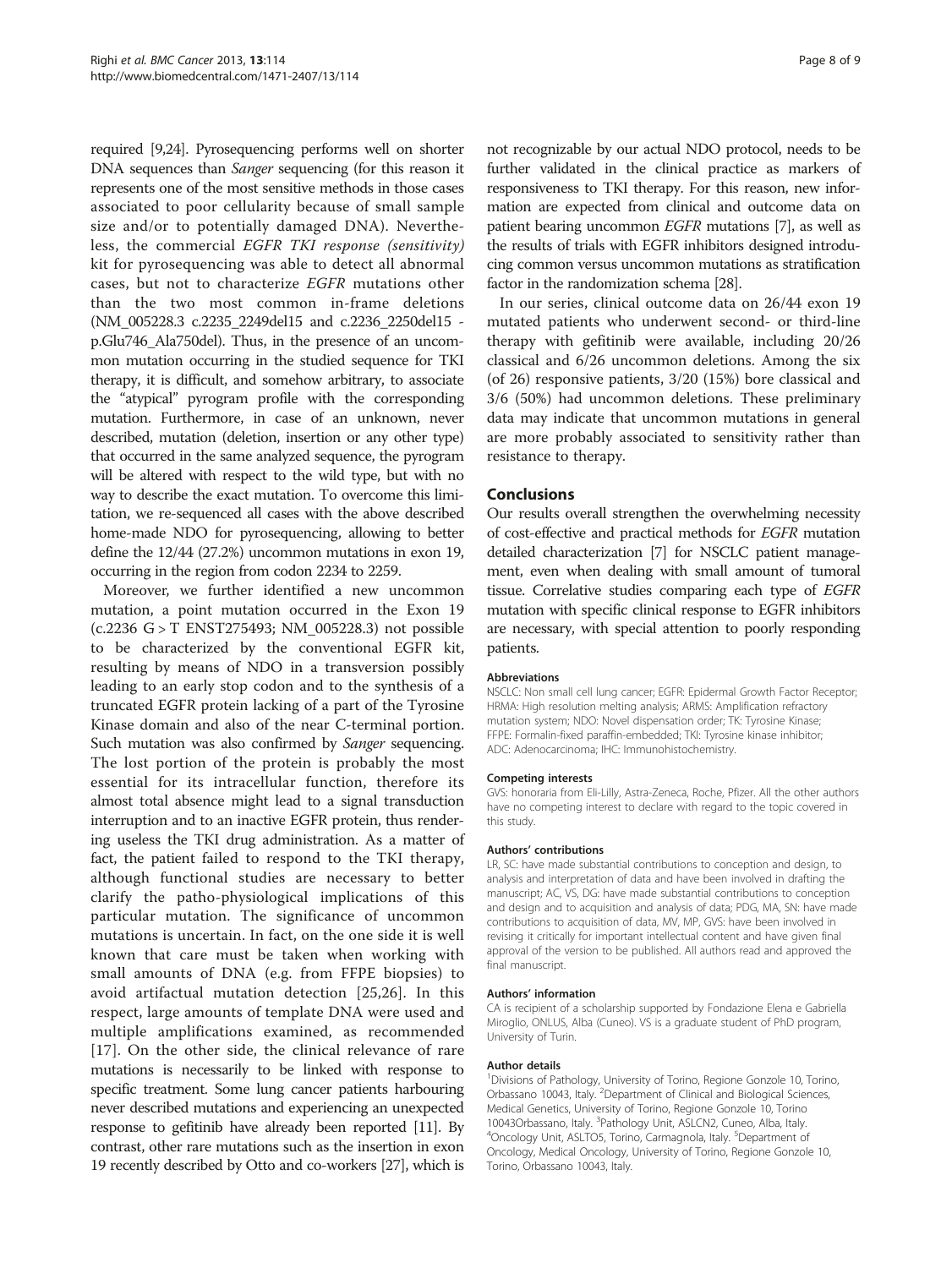required [9,24]. Pyrosequencing performs well on shorter DNA sequences than *Sanger* sequencing (for this reason it represents one of the most sensitive methods in those cases associated to poor cellularity because of small sample size and/or to potentially damaged DNA). Nevertheless, the commercial *EGFR TKI response (sensitivity)* kit for pyrosequencing was able to detect all abnormal cases, but not to characterize *EGFR* mutations other than the two most common in-frame deletions (NM_005228.3 c.2235_2249del15 and c.2236_2250del15 - p.Glu746_Ala750del). Thus, in the presence of an uncommon mutation occurring in the studied sequence for TKI therapy, it is difficult, and somehow arbitrary, to associate the "atypical" pyrogram profile with the corresponding mutation. Furthermore, in case of an unknown, never described, mutation (deletion, insertion or any other type) that occurred in the same analyzed sequence, the pyrogram will be altered with respect to the wild type, but with no way to describe the exact mutation. To overcome this limitation, we re-sequenced all cases with the above described home-made NDO for pyrosequencing, allowing to better define the 12/44 (27.2%) uncommon mutations in exon 19, occurring in the region from codon 2234 to 2259.

Moreover, we further identified a new uncommon mutation, a point mutation occurred in the Exon 19 (c.2236 G > T ENST275493; NM_005228.3) not possible to be characterized by the conventional EGFR kit, resulting by means of NDO in a transversion possibly leading to an early stop codon and to the synthesis of a truncated EGFR protein lacking of a part of the Tyrosine Kinase domain and also of the near C-terminal portion. Such mutation was also confirmed by *Sanger* sequencing. The lost portion of the protein is probably the most essential for its intracellular function, therefore its almost total absence might lead to a signal transduction interruption and to an inactive EGFR protein, thus rendering useless the TKI drug administration. As a matter of fact, the patient failed to respond to the TKI therapy, although functional studies are necessary to better clarify the patho-physiological implications of this particular mutation. The significance of uncommon mutations is uncertain. In fact, on the one side it is well known that care must be taken when working with small amounts of DNA (e.g. from FFPE biopsies) to avoid artifactual mutation detection [25,26]. In this respect, large amounts of template DNA were used and multiple amplifications examined, as recommended [17]. On the other side, the clinical relevance of rare mutations is necessarily to be linked with response to specific treatment. Some lung cancer patients harbouring never described mutations and experiencing an unexpected response to gefitinib have already been reported [11]. By contrast, other rare mutations such as the insertion in exon 19 recently described by Otto and co-workers [27], which is not recognizable by our actual NDO protocol, needs to be further validated in the clinical practice as markers of responsiveness to TKI therapy. For this reason, new information are expected from clinical and outcome data on patient bearing uncommon *EGFR* mutations [7], as well as the results of trials with EGFR inhibitors designed introducing common versus uncommon mutations as stratification factor in the randomization schema [28].

In our series, clinical outcome data on 26/44 exon 19 mutated patients who underwent second- or third-line therapy with gefitinib were available, including 20/26 classical and 6/26 uncommon deletions. Among the six (of 26) responsive patients, 3/20 (15%) bore classical and 3/6 (50%) had uncommon deletions. These preliminary data may indicate that uncommon mutations in general are more probably associated to sensitivity rather than resistance to therapy.

## Conclusions

Our results overall strengthen the overwhelming necessity of cost-effective and practical methods for *EGFR* mutation detailed characterization [7] for NSCLC patient management, even when dealing with small amount of tumoral tissue. Correlative studies comparing each type of *EGFR* mutation with specific clinical response to EGFR inhibitors are necessary, with special attention to poorly responding patients.

#### Abbreviations

NSCLC: Non small cell lung cancer; EGFR: Epidermal Growth Factor Receptor; HRMA: High resolution melting analysis; ARMS: Amplification refractory mutation system; NDO: Novel dispensation order; TK: Tyrosine Kinase; FFPE: Formalin-fixed paraffin-embedded; TKI: Tyrosine kinase inhibitor; ADC: Adenocarcinoma; IHC: Immunohistochemistry.

#### Competing interests

GVS: honoraria from Eli-Lilly, Astra-Zeneca, Roche, Pfizer. All the other authors have no competing interest to declare with regard to the topic covered in this study.

#### Authors' contributions

LR, SC: have made substantial contributions to conception and design, to analysis and interpretation of data and have been involved in drafting the manuscript; AC, VS, DG: have made substantial contributions to conception and design and to acquisition and analysis of data; PDG, MA, SN: have made contributions to acquisition of data, MV, MP, GVS: have been involved in revising it critically for important intellectual content and have given final approval of the version to be published. All authors read and approved the final manuscript.

#### Authors' information

CA is recipient of a scholarship supported by Fondazione Elena e Gabriella Miroglio, ONLUS, Alba (Cuneo). VS is a graduate student of PhD program, University of Turin.

#### Author details

[1]Divisions of Pathology, University of Torino, Regione Gonzole 10, Torino, Orbassano 10043, Italy. [2]Department of Clinical and Biological Sciences, Medical Genetics, University of Torino, Regione Gonzole 10, Torino 10043Orbassano, Italy. [3]Pathology Unit, ASLCN2, Cuneo, Alba, Italy. [4]Oncology Unit, ASLTO5, Torino, Carmagnola, Italy. [5]Department of Oncology, Medical Oncology, University of Torino, Regione Gonzole 10, Torino, Orbassano 10043, Italy.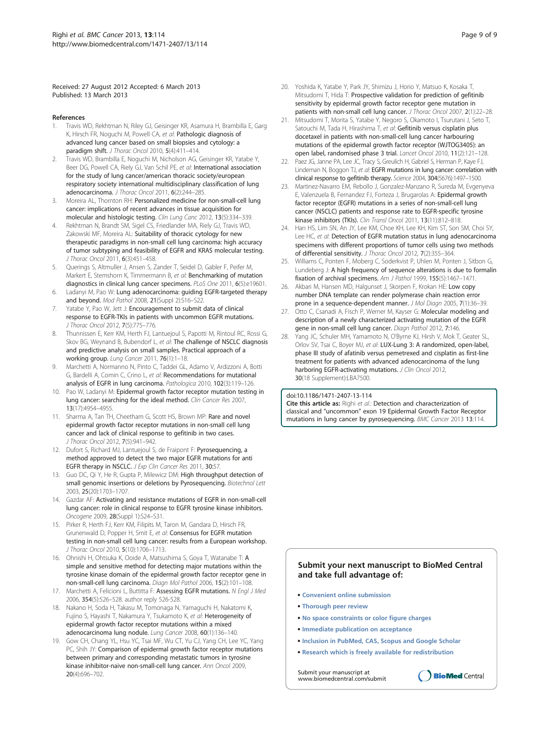Received: 27 August 2012 Accepted: 6 March 2013
Published: 13 March 2013

## References

1. Travis WD, Rekhtman N, Riley GJ, Geisinger KR, Asamura H, Brambilla E, Garg K, Hirsch FR, Noguchi M, Powell CA, *et al*: **Pathologic diagnosis of advanced lung cancer based on small biopsies and cytology: a paradigm shift.** *J Thorac Oncol* 2010, **5**(4):411–414.
2. Travis WD, Brambilla E, Noguchi M, Nicholson AG, Geisinger KR, Yatabe Y, Beer DG, Powell CA, Riely GJ, Van Schil PE, *et al*: **International association for the study of lung cancer/american thoracic society/european respiratory society international multidisciplinary classification of lung adenocarcinoma.** *J Thorac Oncol* 2011, **6**(2):244–285.
3. Moreira AL, Thornton RH: **Personalized medicine for non-small-cell lung cancer: implications of recent advances in tissue acquisition for molecular and histologic testing.** *Clin Lung Canc* 2012, **13**(5):334–339.
4. Rekhtman N, Brandt SM, Sigel CS, Friedlander MA, Riely GJ, Travis WD, Zakowski MF, Moreira AL: **Suitability of thoracic cytology for new therapeutic paradigms in non-small cell lung carcinoma: high accuracy of tumor subtyping and feasibility of EGFR and KRAS molecular testing.** *J Thorac Oncol* 2011, **6**(3):451–458.
5. Querings S, Altmuller J, Ansen S, Zander T, Seidel D, Gabler F, Peifer M, Markert E, Stemshorn K, Timmermann B, *et al*: **Benchmarking of mutation diagnostics in clinical lung cancer specimens.** *PLoS One* 2011, **6**(5):e19601.
6. Ladanyi M, Pao W: **Lung adenocarcinoma: guiding EGFR-targeted therapy and beyond.** *Mod Pathol* 2008, **21**(Suppl 2):S16–S22.
7. Yatabe Y, Pao W, Jett J: **Encouragement to submit data of clinical response to EGFR-TKIs in patients with uncommon EGFR mutations.** *J Thorac Oncol* 2012, **7**(5):775–776.
8. Thunnissen E, Kerr KM, Herth FJ, Lantuejoul S, Papotti M, Rintoul RC, Rossi G, Skov BG, Weynand B, Bubendorf L, *et al*: **The challenge of NSCLC diagnosis and predictive analysis on small samples. Practical approach of a working group.** *Lung Cancer* 2011, **76**(1):1–18.
9. Marchetti A, Normanno N, Pinto C, Taddei GL, Adamo V, Ardizzoni A, Botti G, Bardelli A, Comin C, Crino L, *et al*: **Recommendations for mutational analysis of EGFR in lung carcinoma.** *Pathologica* 2010, **102**(3):119–126.
10. Pao W, Ladanyi M: **Epidermal growth factor receptor mutation testing in lung cancer: searching for the ideal method.** *Clin Cancer Res* 2007, **13**(17):4954–4955.
11. Sharma A, Tan TH, Cheetham G, Scott HS, Brown MP: **Rare and novel epidermal growth factor receptor mutations in non-small cell lung cancer and lack of clinical response to gefitinib in two cases.** *J Thorac Oncol* 2012, **7**(5):941–942.
12. Dufort S, Richard MJ, Lantuejoul S, de Fraipont F: **Pyrosequencing, a method approved to detect the two major EGFR mutations for anti EGFR therapy in NSCLC.** *J Exp Clin Cancer Res* 2011, **30**:57.
13. Guo DC, Qi Y, He R, Gupta P, Milewicz DM: **High throughput detection of small genomic insertions or deletions by Pyrosequencing.** *Biotechnol Lett* 2003, **25**(20):1703–1707.
14. Gazdar AF: **Activating and resistance mutations of EGFR in non-small-cell lung cancer: role in clinical response to EGFR tyrosine kinase inhibitors.** *Oncogene* 2009, **28**(Suppl 1):S24–S31.
15. Pirker R, Herth FJ, Kerr KM, Filipits M, Taron M, Gandara D, Hirsch FR, Grunenwald D, Popper H, Smit E, *et al*: **Consensus for EGFR mutation testing in non-small cell lung cancer: results from a European workshop.** *J Thorac Oncol* 2010, **5**(10):1706–1713.
16. Ohnishi H, Ohtsuka K, Ooide A, Matsushima S, Goya T, Watanabe T: **A simple and sensitive method for detecting major mutations within the tyrosine kinase domain of the epidermal growth factor receptor gene in non-small-cell lung carcinoma.** *Diagn Mol Pathol* 2006, **15**(2):101–108.
17. Marchetti A, Felicioni L, Buttitta F: **Assessing EGFR mutations.** *N Engl J Med* 2006, **354**(5):526–528. author reply 526-528.
18. Nakano H, Soda H, Takasu M, Tomonaga N, Yamaguchi H, Nakatomi K, Fujino S, Hayashi T, Nakamura Y, Tsukamoto K, *et al*: **Heterogeneity of epidermal growth factor receptor mutations within a mixed adenocarcinoma lung nodule.** *Lung Cancer* 2008, **60**(1):136–140.
19. Gow CH, Chang YL, Hsu YC, Tsai MF, Wu CT, Yu CJ, Yang CH, Lee YC, Yang PC, Shih JY: **Comparison of epidermal growth factor receptor mutations between primary and corresponding metastatic tumors in tyrosine kinase inhibitor-naive non-small-cell lung cancer.** *Ann Oncol* 2009, **20**(4):696–702.
20. Yoshida K, Yatabe Y, Park JY, Shimizu J, Horio Y, Matsuo K, Kosaka T, Mitsudomi T, Hida T: **Prospective validation for prediction of gefitinib sensitivity by epidermal growth factor receptor gene mutation in patients with non-small cell lung cancer.** *J Thorac Oncol* 2007, **2**(1):22–28.
21. Mitsudomi T, Morita S, Yatabe Y, Negoro S, Okamoto I, Tsurutani J, Seto T, Satouchi M, Tada H, Hirashima T, *et al*: **Gefitinib versus cisplatin plus docetaxel in patients with non-small-cell lung cancer harbouring mutations of the epidermal growth factor receptor (WJTOG3405): an open label, randomised phase 3 trial.** *Lancet Oncol* 2010, **11**(2):121–128.
22. Paez JG, Janne PA, Lee JC, Tracy S, Greulich H, Gabriel S, Herman P, Kaye FJ, Lindeman N, Boggon TJ, *et al*: **EGFR mutations in lung cancer: correlation with clinical response to gefitinib therapy.** *Science* 2004, **304**(5676):1497–1500.
23. Martinez-Navarro EM, Rebollo J, Gonzalez-Manzano R, Sureda M, Evgenyeva E, Valenzuela B, Fernandez FJ, Forteza J, Brugarolas A: **Epidermal growth factor receptor (EGFR) mutations in a series of non-small-cell lung cancer (NSCLC) patients and response rate to EGFR-specific tyrosine kinase inhibitors (TKIs).** *Clin Transl Oncol* 2011, **13**(11):812–818.
24. Han HS, Lim SN, An JY, Lee KM, Choe KH, Lee KH, Kim ST, Son SM, Choi SY, Lee HC, *et al*: **Detection of EGFR mutation status in lung adenocarcinoma specimens with different proportions of tumor cells using two methods of differential sensitivity.** *J Thorac Oncol* 2012, **7**(2):355–364.
25. Williams C, Ponten F, Moberg C, Soderkvist P, Uhlen M, Ponten J, Sitbon G, Lundeberg J: **A high frequency of sequence alterations is due to formalin fixation of archival specimens.** *Am J Pathol* 1999, **155**(5):1467–1471.
26. Akbari M, Hansen MD, Halgunset J, Skorpen F, Krokan HE: **Low copy number DNA template can render polymerase chain reaction error prone in a sequence-dependent manner.** *J Mol Diagn* 2005, **7**(1):36–39.
27. Otto C, Csanadi A, Fisch P, Werner M, Kayser G: **Molecular modeling and description of a newly characterized activating mutation of the EGFR gene in non-small cell lung cancer.** *Diagn Pathol* 2012, **7**:146.
28. Yang JC, Schuler MH, Yamamoto N, O'Byrne KJ, Hirsh V, Mok T, Geater SL, Orlov SV, Tsai C, Boyer MJ, *et al*: **LUX-Lung 3: A randomized, open-label, phase III study of afatinib versus pemetrexed and cisplatin as first-line treatment for patients with advanced adenocarcinoma of the lung harboring EGFR-activating mutations.** *J Clin Oncol* 2012, **30**(18 Supplement):LBA7500.

doi:10.1186/1471-2407-13-114
**Cite this article as:** Righi *et al.*: Detection and characterization of classical and "uncommon" exon 19 Epidermal Growth Factor Receptor mutations in lung cancer by pyrosequencing. *BMC Cancer* 2013 **13**:114.

**Submit your next manuscript to BioMed Central and take full advantage of:**

- **Convenient online submission**
- **Thorough peer review**
- **No space constraints or color figure charges**
- **Immediate publication on acceptance**
- **Inclusion in PubMed, CAS, Scopus and Google Scholar**
- **Research which is freely available for redistribution**

Submit your manuscript at
www.biomedcentral.com/submit

BioMed Central